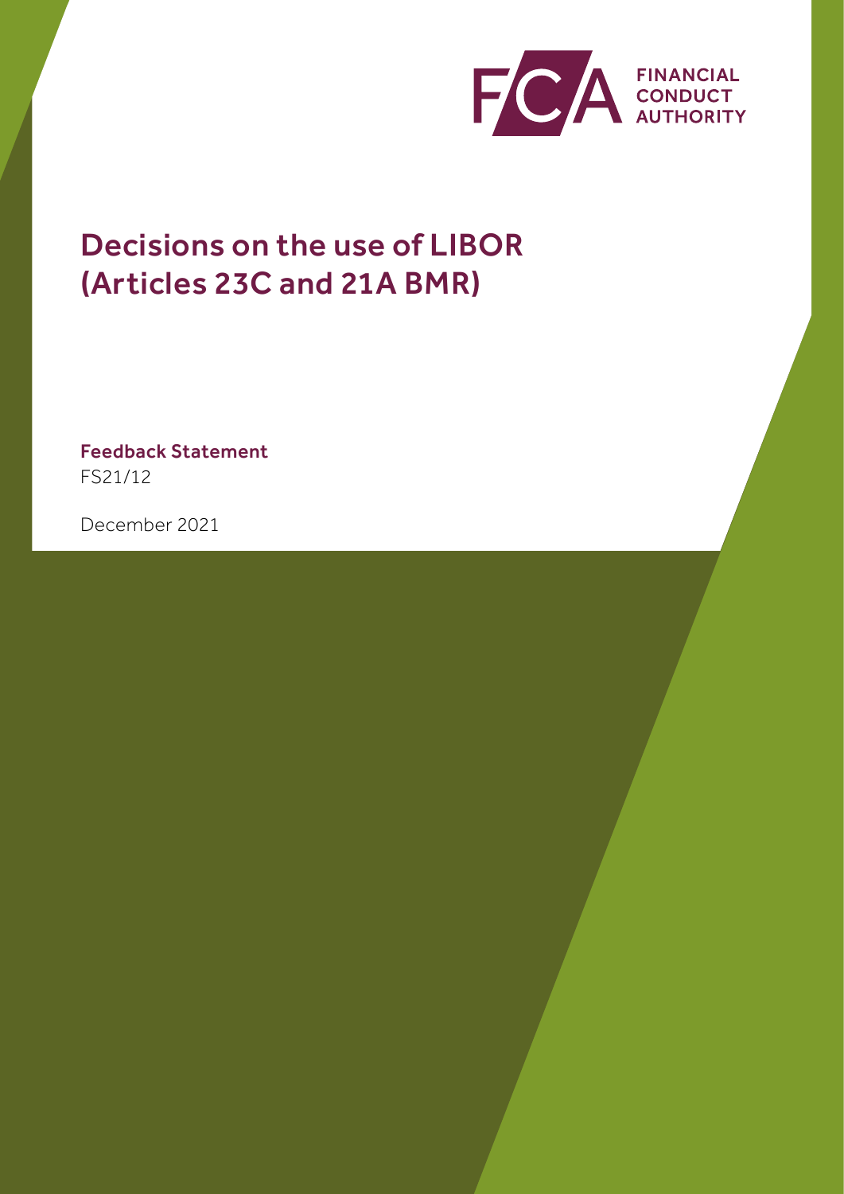FINANCIAL CONDUCT AUTHORITY

# Decisions on the use of LIBOR (Articles 23C and 21A BMR)

**Feedback Statement**

FS21/12

December 2021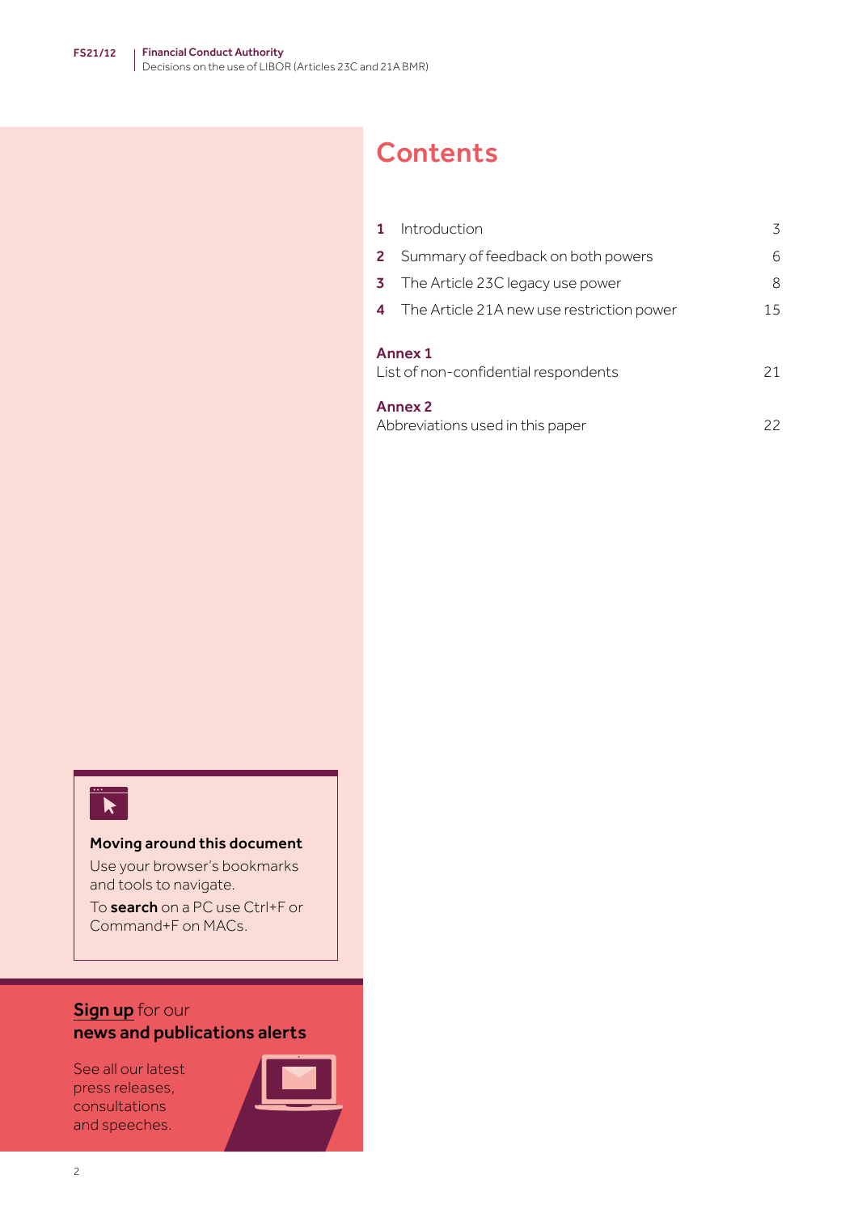# Contents

| | | |
|---|---|---|
| **1** | Introduction | 3 |
| **2** | Summary of feedback on both powers | 6 |
| **3** | The Article 23C legacy use power | 8 |
| **4** | The Article 21A new use restriction power | 15 |

**Annex 1**
List of non-confidential respondents 21

**Annex 2**
Abbreviations used in this paper 22

**Moving around this document**

Use your browser's bookmarks and tools to navigate.

To **search** on a PC use Ctrl+F or Command+F on MACs.

**Sign up** for our **news and publications alerts**

See all our latest press releases, consultations and speeches.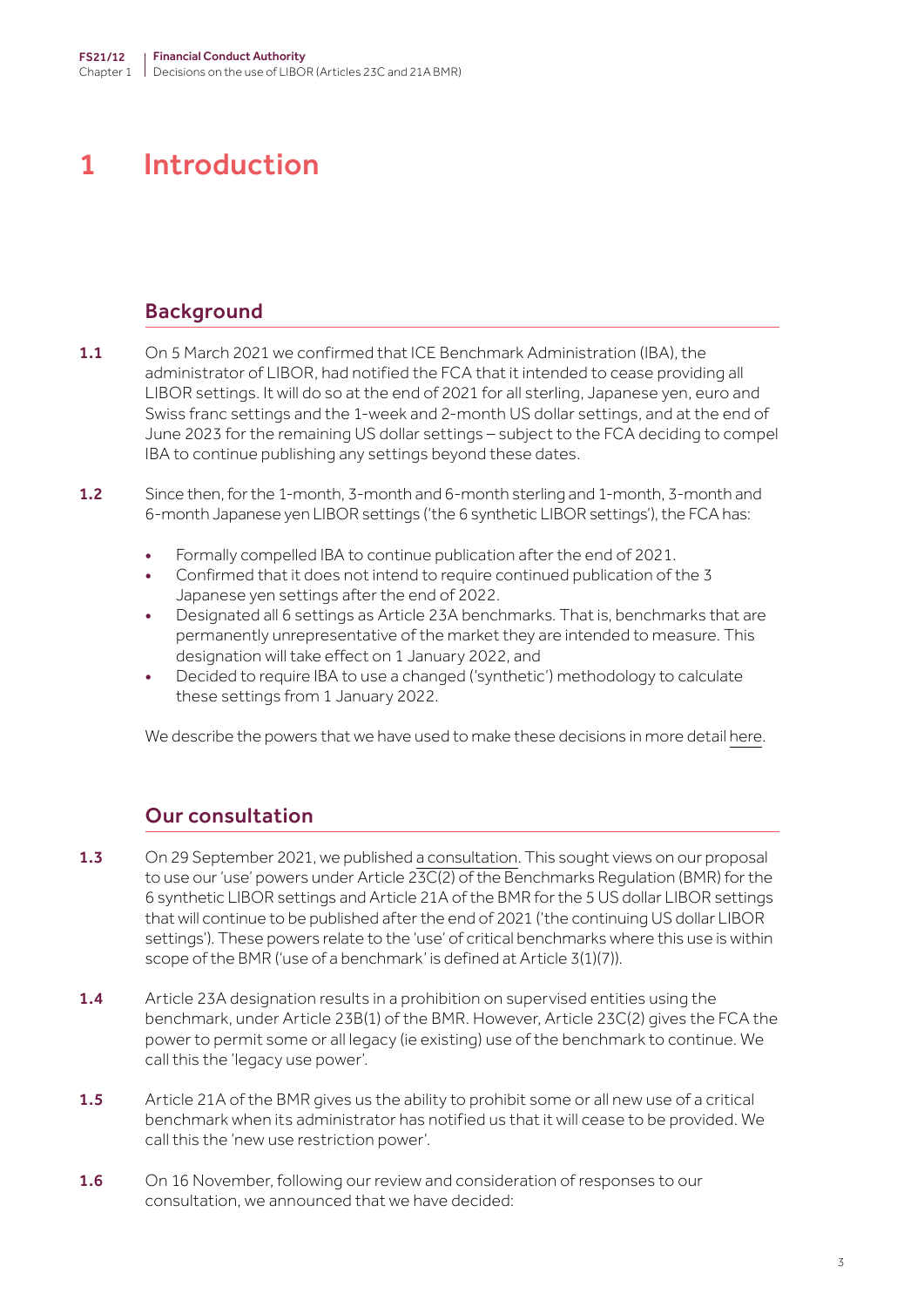# 1 Introduction

## Background

**1.1** On 5 March 2021 we confirmed that ICE Benchmark Administration (IBA), the administrator of LIBOR, had notified the FCA that it intended to cease providing all LIBOR settings. It will do so at the end of 2021 for all sterling, Japanese yen, euro and Swiss franc settings and the 1-week and 2-month US dollar settings, and at the end of June 2023 for the remaining US dollar settings – subject to the FCA deciding to compel IBA to continue publishing any settings beyond these dates.

**1.2** Since then, for the 1-month, 3-month and 6-month sterling and 1-month, 3-month and 6-month Japanese yen LIBOR settings ('the 6 synthetic LIBOR settings'), the FCA has:

- Formally compelled IBA to continue publication after the end of 2021.
- Confirmed that it does not intend to require continued publication of the 3 Japanese yen settings after the end of 2022.
- Designated all 6 settings as Article 23A benchmarks. That is, benchmarks that are permanently unrepresentative of the market they are intended to measure. This designation will take effect on 1 January 2022, and
- Decided to require IBA to use a changed ('synthetic') methodology to calculate these settings from 1 January 2022.

We describe the powers that we have used to make these decisions in more detail here.

## Our consultation

**1.3** On 29 September 2021, we published a consultation. This sought views on our proposal to use our 'use' powers under Article 23C(2) of the Benchmarks Regulation (BMR) for the 6 synthetic LIBOR settings and Article 21A of the BMR for the 5 US dollar LIBOR settings that will continue to be published after the end of 2021 ('the continuing US dollar LIBOR settings'). These powers relate to the 'use' of critical benchmarks where this use is within scope of the BMR ('use of a benchmark' is defined at Article 3(1)(7)).

**1.4** Article 23A designation results in a prohibition on supervised entities using the benchmark, under Article 23B(1) of the BMR. However, Article 23C(2) gives the FCA the power to permit some or all legacy (ie existing) use of the benchmark to continue. We call this the 'legacy use power'.

**1.5** Article 21A of the BMR gives us the ability to prohibit some or all new use of a critical benchmark when its administrator has notified us that it will cease to be provided. We call this the 'new use restriction power'.

**1.6** On 16 November, following our review and consideration of responses to our consultation, we announced that we have decided: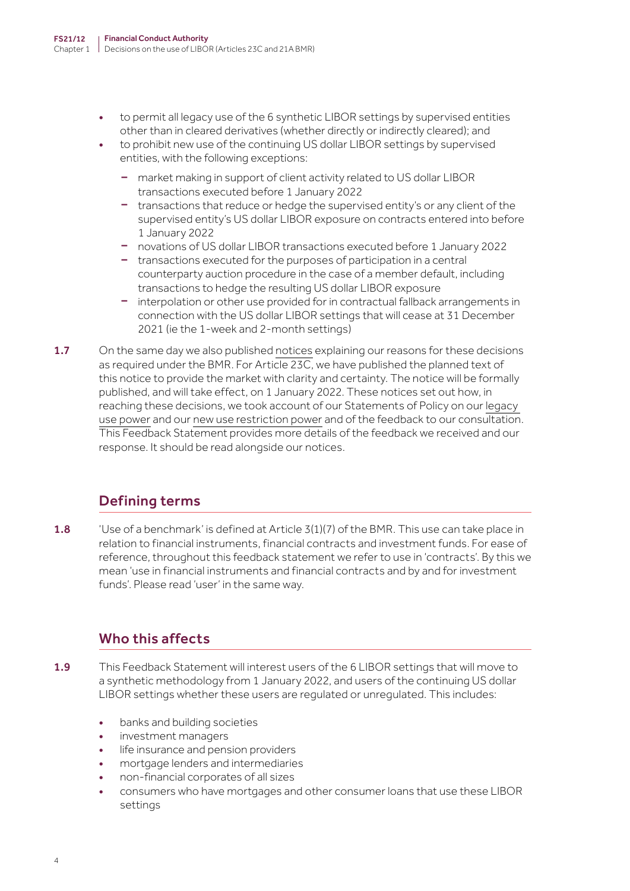- to permit all legacy use of the 6 synthetic LIBOR settings by supervised entities other than in cleared derivatives (whether directly or indirectly cleared); and
- to prohibit new use of the continuing US dollar LIBOR settings by supervised entities, with the following exceptions:
  - market making in support of client activity related to US dollar LIBOR transactions executed before 1 January 2022
  - transactions that reduce or hedge the supervised entity's or any client of the supervised entity's US dollar LIBOR exposure on contracts entered into before 1 January 2022
  - novations of US dollar LIBOR transactions executed before 1 January 2022
  - transactions executed for the purposes of participation in a central counterparty auction procedure in the case of a member default, including transactions to hedge the resulting US dollar LIBOR exposure
  - interpolation or other use provided for in contractual fallback arrangements in connection with the US dollar LIBOR settings that will cease at 31 December 2021 (ie the 1-week and 2-month settings)

**1.7** On the same day we also published notices explaining our reasons for these decisions as required under the BMR. For Article 23C, we have published the planned text of this notice to provide the market with clarity and certainty. The notice will be formally published, and will take effect, on 1 January 2022. These notices set out how, in reaching these decisions, we took account of our Statements of Policy on our legacy use power and our new use restriction power and of the feedback to our consultation. This Feedback Statement provides more details of the feedback we received and our response. It should be read alongside our notices.

## Defining terms

**1.8** 'Use of a benchmark' is defined at Article 3(1)(7) of the BMR. This use can take place in relation to financial instruments, financial contracts and investment funds. For ease of reference, throughout this feedback statement we refer to use in 'contracts'. By this we mean 'use in financial instruments and financial contracts and by and for investment funds'. Please read 'user' in the same way.

## Who this affects

**1.9** This Feedback Statement will interest users of the 6 LIBOR settings that will move to a synthetic methodology from 1 January 2022, and users of the continuing US dollar LIBOR settings whether these users are regulated or unregulated. This includes:

- banks and building societies
- investment managers
- life insurance and pension providers
- mortgage lenders and intermediaries
- non-financial corporates of all sizes
- consumers who have mortgages and other consumer loans that use these LIBOR settings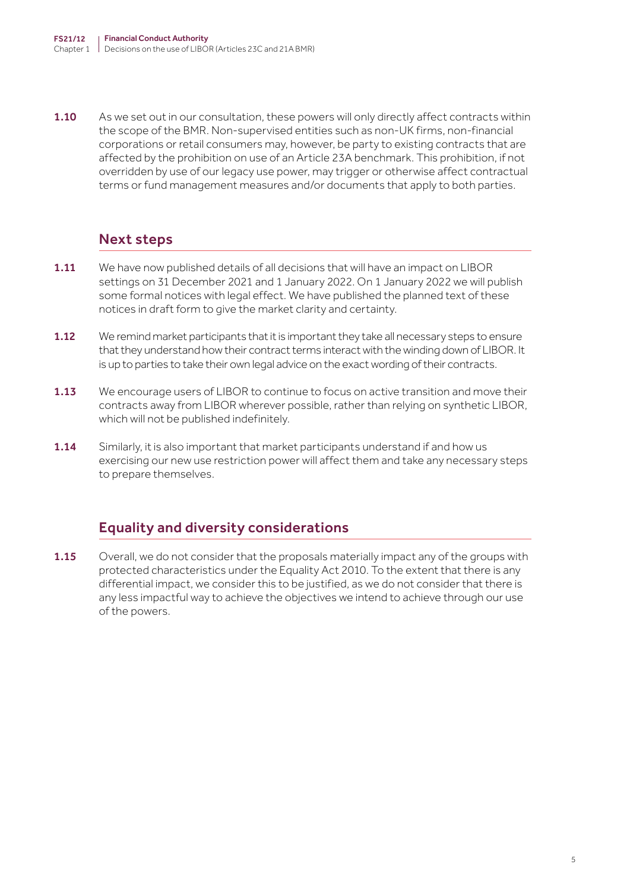**1.10** As we set out in our consultation, these powers will only directly affect contracts within the scope of the BMR. Non-supervised entities such as non-UK firms, non-financial corporations or retail consumers may, however, be party to existing contracts that are affected by the prohibition on use of an Article 23A benchmark. This prohibition, if not overridden by use of our legacy use power, may trigger or otherwise affect contractual terms or fund management measures and/or documents that apply to both parties.

## Next steps

**1.11** We have now published details of all decisions that will have an impact on LIBOR settings on 31 December 2021 and 1 January 2022. On 1 January 2022 we will publish some formal notices with legal effect. We have published the planned text of these notices in draft form to give the market clarity and certainty.

**1.12** We remind market participants that it is important they take all necessary steps to ensure that they understand how their contract terms interact with the winding down of LIBOR. It is up to parties to take their own legal advice on the exact wording of their contracts.

**1.13** We encourage users of LIBOR to continue to focus on active transition and move their contracts away from LIBOR wherever possible, rather than relying on synthetic LIBOR, which will not be published indefinitely.

**1.14** Similarly, it is also important that market participants understand if and how us exercising our new use restriction power will affect them and take any necessary steps to prepare themselves.

## Equality and diversity considerations

**1.15** Overall, we do not consider that the proposals materially impact any of the groups with protected characteristics under the Equality Act 2010. To the extent that there is any differential impact, we consider this to be justified, as we do not consider that there is any less impactful way to achieve the objectives we intend to achieve through our use of the powers.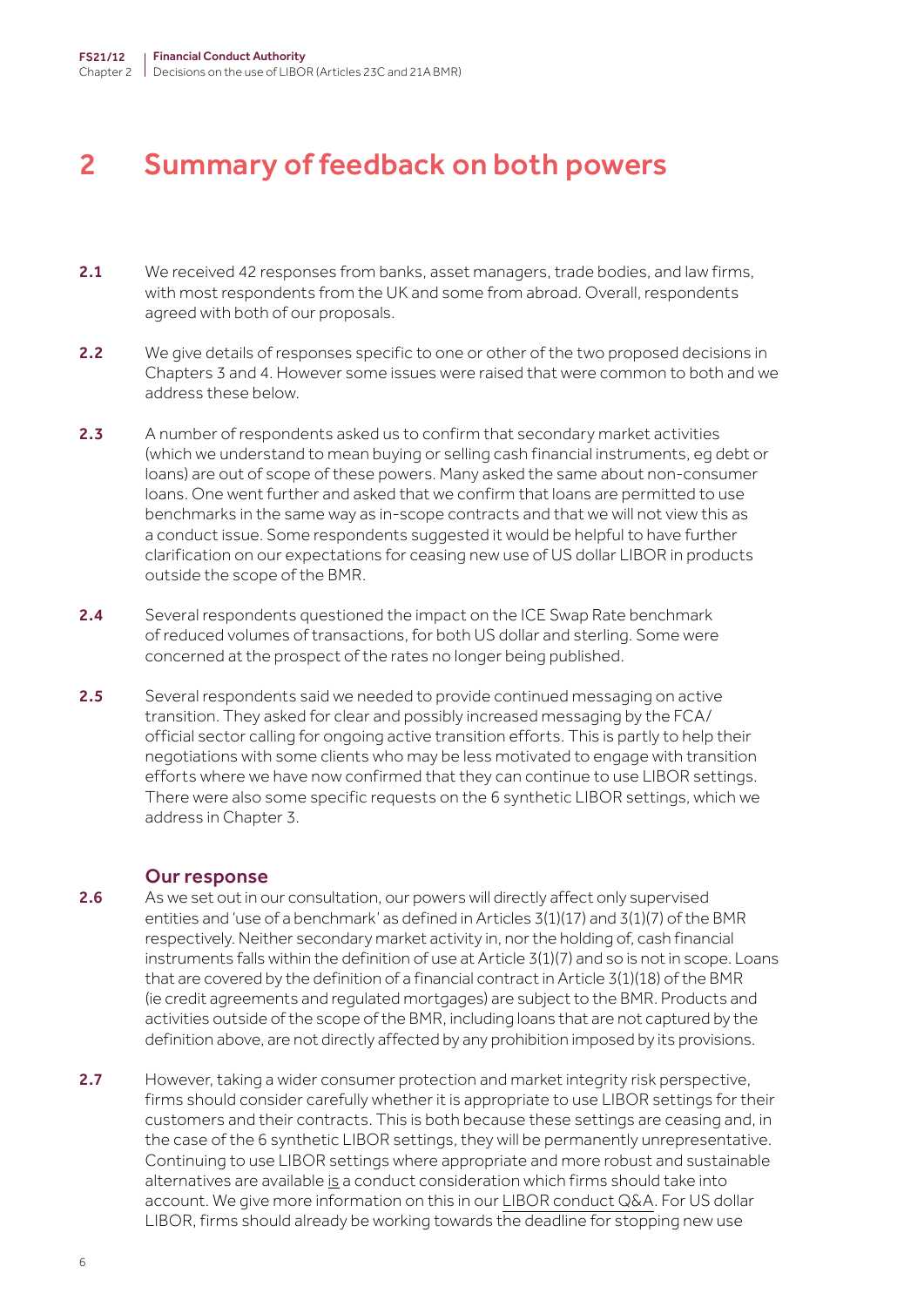# 2 Summary of feedback on both powers

2.1 We received 42 responses from banks, asset managers, trade bodies, and law firms, with most respondents from the UK and some from abroad. Overall, respondents agreed with both of our proposals.

2.2 We give details of responses specific to one or other of the two proposed decisions in Chapters 3 and 4. However some issues were raised that were common to both and we address these below.

2.3 A number of respondents asked us to confirm that secondary market activities (which we understand to mean buying or selling cash financial instruments, eg debt or loans) are out of scope of these powers. Many asked the same about non-consumer loans. One went further and asked that we confirm that loans are permitted to use benchmarks in the same way as in-scope contracts and that we will not view this as a conduct issue. Some respondents suggested it would be helpful to have further clarification on our expectations for ceasing new use of US dollar LIBOR in products outside the scope of the BMR.

2.4 Several respondents questioned the impact on the ICE Swap Rate benchmark of reduced volumes of transactions, for both US dollar and sterling. Some were concerned at the prospect of the rates no longer being published.

2.5 Several respondents said we needed to provide continued messaging on active transition. They asked for clear and possibly increased messaging by the FCA/official sector calling for ongoing active transition efforts. This is partly to help their negotiations with some clients who may be less motivated to engage with transition efforts where we have now confirmed that they can continue to use LIBOR settings. There were also some specific requests on the 6 synthetic LIBOR settings, which we address in Chapter 3.

### Our response

2.6 As we set out in our consultation, our powers will directly affect only supervised entities and 'use of a benchmark' as defined in Articles 3(1)(17) and 3(1)(7) of the BMR respectively. Neither secondary market activity in, nor the holding of, cash financial instruments falls within the definition of use at Article 3(1)(7) and so is not in scope. Loans that are covered by the definition of a financial contract in Article 3(1)(18) of the BMR (ie credit agreements and regulated mortgages) are subject to the BMR. Products and activities outside of the scope of the BMR, including loans that are not captured by the definition above, are not directly affected by any prohibition imposed by its provisions.

2.7 However, taking a wider consumer protection and market integrity risk perspective, firms should consider carefully whether it is appropriate to use LIBOR settings for their customers and their contracts. This is both because these settings are ceasing and, in the case of the 6 synthetic LIBOR settings, they will be permanently unrepresentative. Continuing to use LIBOR settings where appropriate and more robust and sustainable alternatives are available is a conduct consideration which firms should take into account. We give more information on this in our LIBOR conduct Q&A. For US dollar LIBOR, firms should already be working towards the deadline for stopping new use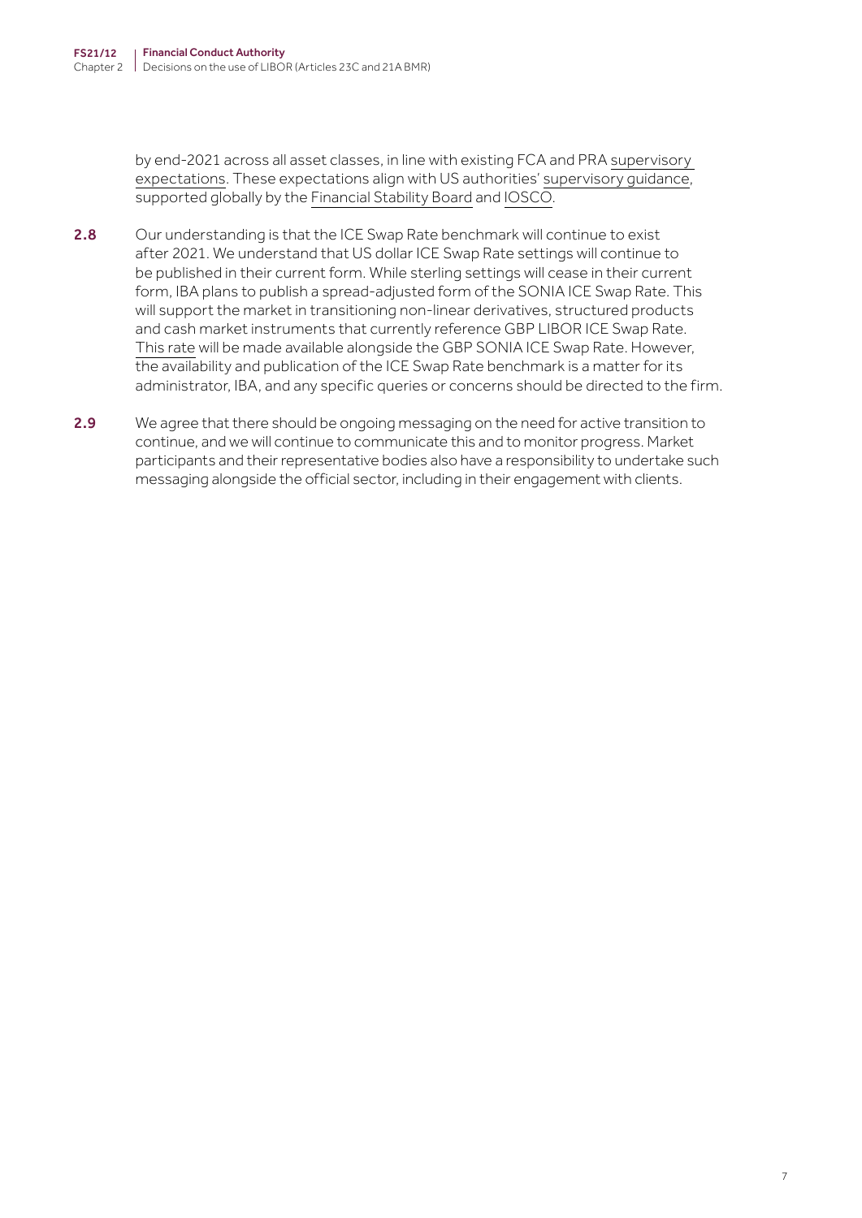by end-2021 across all asset classes, in line with existing FCA and PRA supervisory expectations. These expectations align with US authorities' supervisory guidance, supported globally by the Financial Stability Board and IOSCO.

**2.8** Our understanding is that the ICE Swap Rate benchmark will continue to exist after 2021. We understand that US dollar ICE Swap Rate settings will continue to be published in their current form. While sterling settings will cease in their current form, IBA plans to publish a spread-adjusted form of the SONIA ICE Swap Rate. This will support the market in transitioning non-linear derivatives, structured products and cash market instruments that currently reference GBP LIBOR ICE Swap Rate. This rate will be made available alongside the GBP SONIA ICE Swap Rate. However, the availability and publication of the ICE Swap Rate benchmark is a matter for its administrator, IBA, and any specific queries or concerns should be directed to the firm.

**2.9** We agree that there should be ongoing messaging on the need for active transition to continue, and we will continue to communicate this and to monitor progress. Market participants and their representative bodies also have a responsibility to undertake such messaging alongside the official sector, including in their engagement with clients.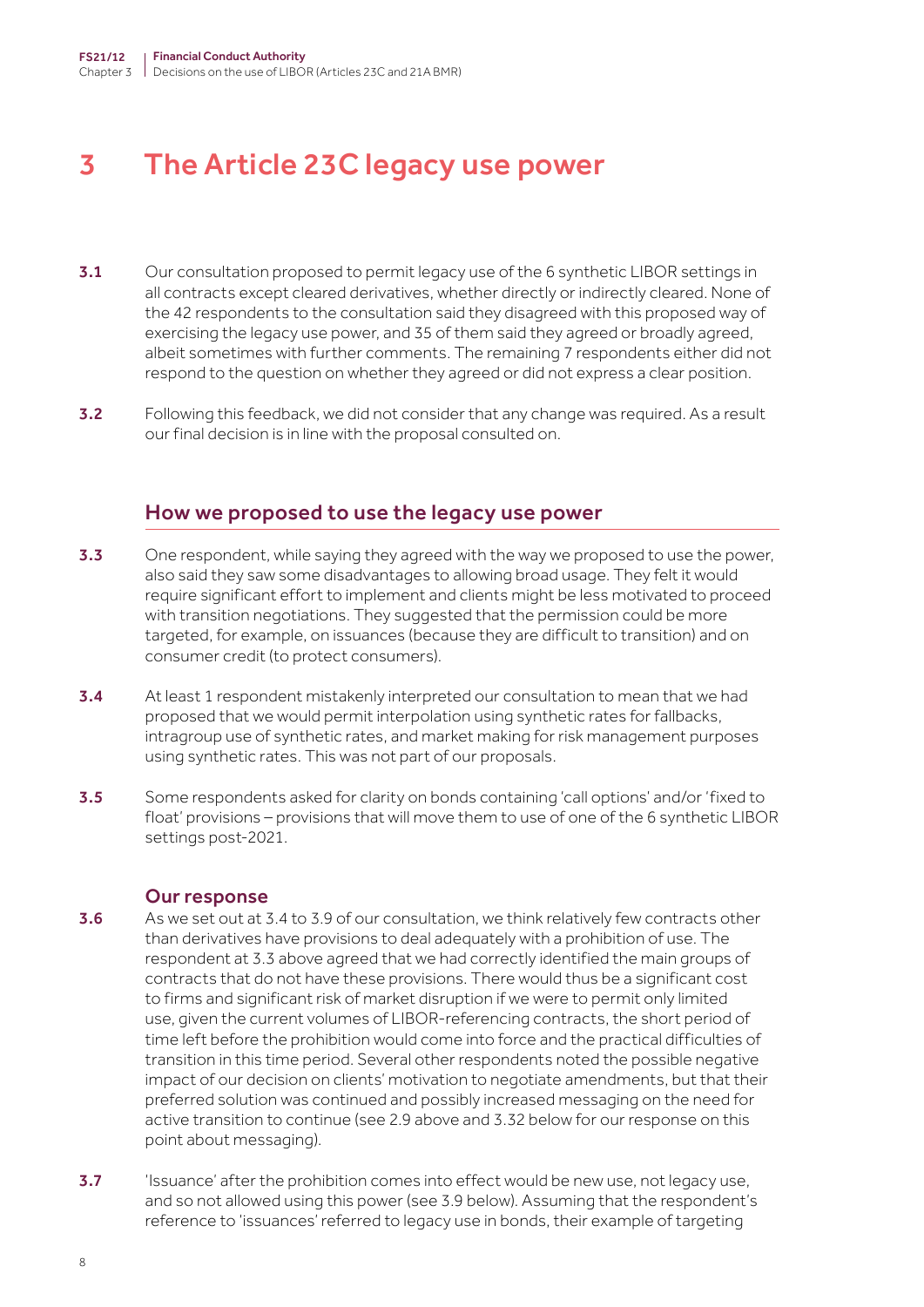# 3 The Article 23C legacy use power

**3.1** Our consultation proposed to permit legacy use of the 6 synthetic LIBOR settings in all contracts except cleared derivatives, whether directly or indirectly cleared. None of the 42 respondents to the consultation said they disagreed with this proposed way of exercising the legacy use power, and 35 of them said they agreed or broadly agreed, albeit sometimes with further comments. The remaining 7 respondents either did not respond to the question on whether they agreed or did not express a clear position.

**3.2** Following this feedback, we did not consider that any change was required. As a result our final decision is in line with the proposal consulted on.

## How we proposed to use the legacy use power

**3.3** One respondent, while saying they agreed with the way we proposed to use the power, also said they saw some disadvantages to allowing broad usage. They felt it would require significant effort to implement and clients might be less motivated to proceed with transition negotiations. They suggested that the permission could be more targeted, for example, on issuances (because they are difficult to transition) and on consumer credit (to protect consumers).

**3.4** At least 1 respondent mistakenly interpreted our consultation to mean that we had proposed that we would permit interpolation using synthetic rates for fallbacks, intragroup use of synthetic rates, and market making for risk management purposes using synthetic rates. This was not part of our proposals.

**3.5** Some respondents asked for clarity on bonds containing 'call options' and/or 'fixed to float' provisions – provisions that will move them to use of one of the 6 synthetic LIBOR settings post-2021.

### Our response

**3.6** As we set out at 3.4 to 3.9 of our consultation, we think relatively few contracts other than derivatives have provisions to deal adequately with a prohibition of use. The respondent at 3.3 above agreed that we had correctly identified the main groups of contracts that do not have these provisions. There would thus be a significant cost to firms and significant risk of market disruption if we were to permit only limited use, given the current volumes of LIBOR-referencing contracts, the short period of time left before the prohibition would come into force and the practical difficulties of transition in this time period. Several other respondents noted the possible negative impact of our decision on clients' motivation to negotiate amendments, but that their preferred solution was continued and possibly increased messaging on the need for active transition to continue (see 2.9 above and 3.32 below for our response on this point about messaging).

**3.7** 'Issuance' after the prohibition comes into effect would be new use, not legacy use, and so not allowed using this power (see 3.9 below). Assuming that the respondent's reference to 'issuances' referred to legacy use in bonds, their example of targeting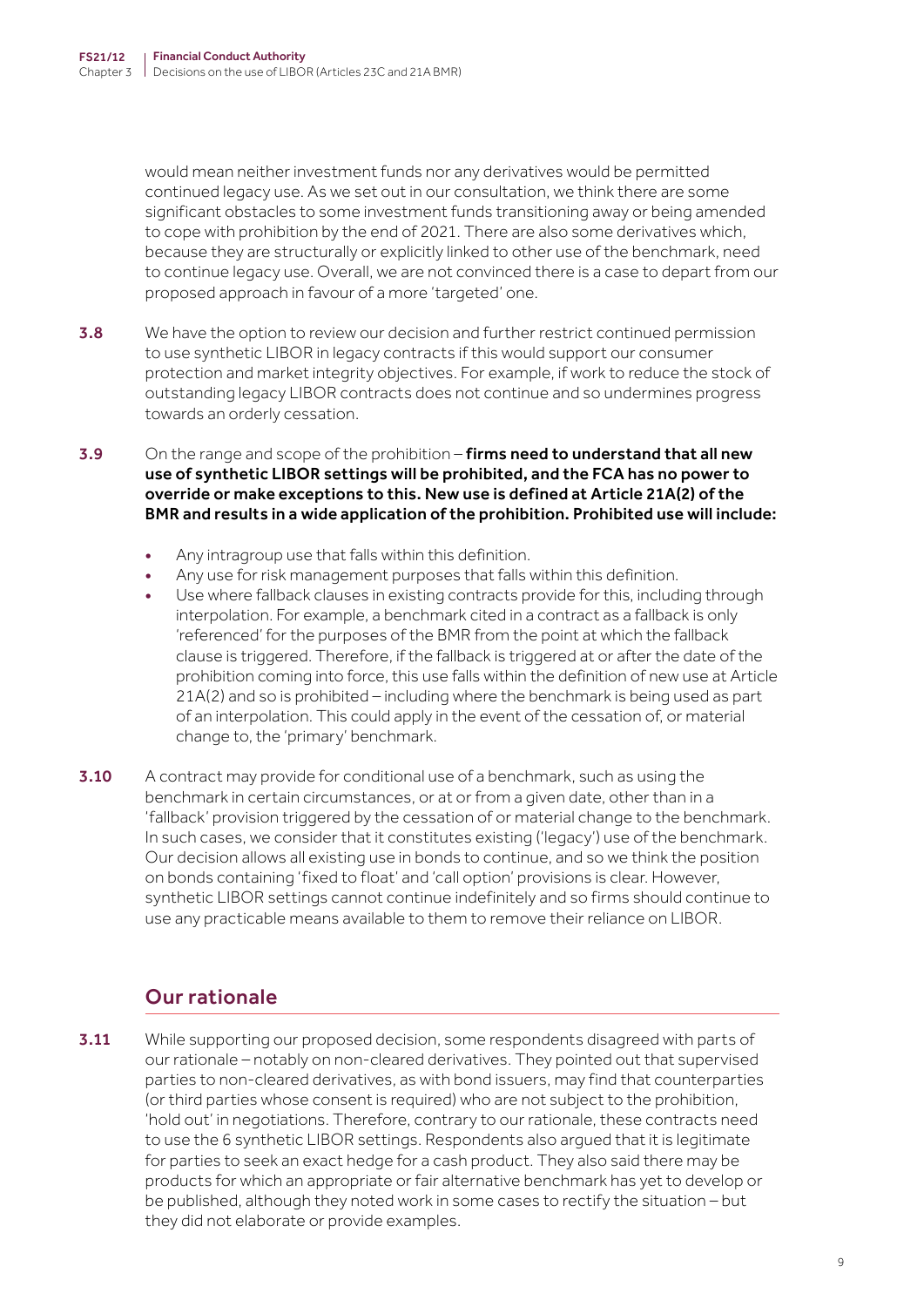would mean neither investment funds nor any derivatives would be permitted continued legacy use. As we set out in our consultation, we think there are some significant obstacles to some investment funds transitioning away or being amended to cope with prohibition by the end of 2021. There are also some derivatives which, because they are structurally or explicitly linked to other use of the benchmark, need to continue legacy use. Overall, we are not convinced there is a case to depart from our proposed approach in favour of a more 'targeted' one.

**3.8** We have the option to review our decision and further restrict continued permission to use synthetic LIBOR in legacy contracts if this would support our consumer protection and market integrity objectives. For example, if work to reduce the stock of outstanding legacy LIBOR contracts does not continue and so undermines progress towards an orderly cessation.

**3.9** On the range and scope of the prohibition – **firms need to understand that all new use of synthetic LIBOR settings will be prohibited, and the FCA has no power to override or make exceptions to this. New use is defined at Article 21A(2) of the BMR and results in a wide application of the prohibition. Prohibited use will include:**

- Any intragroup use that falls within this definition.
- Any use for risk management purposes that falls within this definition.
- Use where fallback clauses in existing contracts provide for this, including through interpolation. For example, a benchmark cited in a contract as a fallback is only 'referenced' for the purposes of the BMR from the point at which the fallback clause is triggered. Therefore, if the fallback is triggered at or after the date of the prohibition coming into force, this use falls within the definition of new use at Article 21A(2) and so is prohibited – including where the benchmark is being used as part of an interpolation. This could apply in the event of the cessation of, or material change to, the 'primary' benchmark.

**3.10** A contract may provide for conditional use of a benchmark, such as using the benchmark in certain circumstances, or at or from a given date, other than in a 'fallback' provision triggered by the cessation of or material change to the benchmark. In such cases, we consider that it constitutes existing ('legacy') use of the benchmark. Our decision allows all existing use in bonds to continue, and so we think the position on bonds containing 'fixed to float' and 'call option' provisions is clear. However, synthetic LIBOR settings cannot continue indefinitely and so firms should continue to use any practicable means available to them to remove their reliance on LIBOR.

## Our rationale

**3.11** While supporting our proposed decision, some respondents disagreed with parts of our rationale – notably on non-cleared derivatives. They pointed out that supervised parties to non-cleared derivatives, as with bond issuers, may find that counterparties (or third parties whose consent is required) who are not subject to the prohibition, 'hold out' in negotiations. Therefore, contrary to our rationale, these contracts need to use the 6 synthetic LIBOR settings. Respondents also argued that it is legitimate for parties to seek an exact hedge for a cash product. They also said there may be products for which an appropriate or fair alternative benchmark has yet to develop or be published, although they noted work in some cases to rectify the situation – but they did not elaborate or provide examples.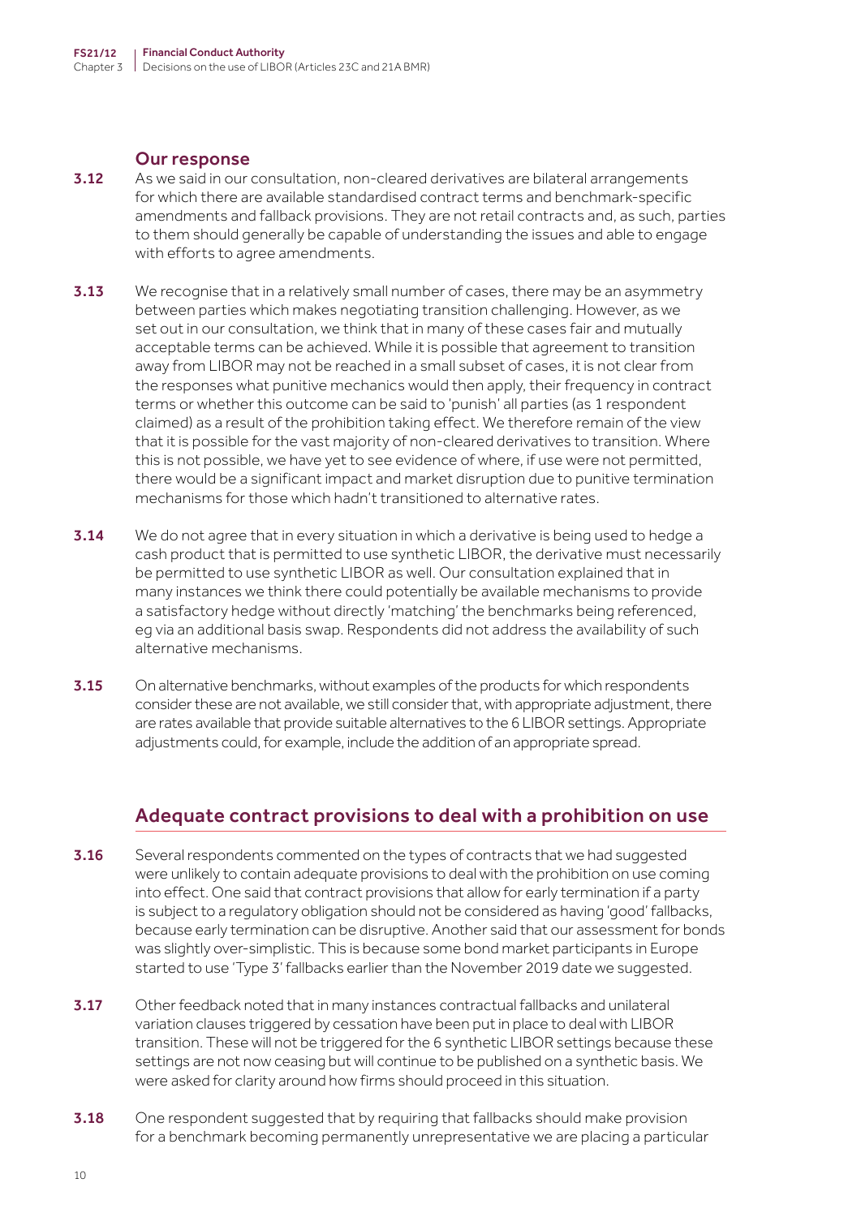### Our response

3.12 As we said in our consultation, non-cleared derivatives are bilateral arrangements for which there are available standardised contract terms and benchmark-specific amendments and fallback provisions. They are not retail contracts and, as such, parties to them should generally be capable of understanding the issues and able to engage with efforts to agree amendments.

3.13 We recognise that in a relatively small number of cases, there may be an asymmetry between parties which makes negotiating transition challenging. However, as we set out in our consultation, we think that in many of these cases fair and mutually acceptable terms can be achieved. While it is possible that agreement to transition away from LIBOR may not be reached in a small subset of cases, it is not clear from the responses what punitive mechanics would then apply, their frequency in contract terms or whether this outcome can be said to 'punish' all parties (as 1 respondent claimed) as a result of the prohibition taking effect. We therefore remain of the view that it is possible for the vast majority of non-cleared derivatives to transition. Where this is not possible, we have yet to see evidence of where, if use were not permitted, there would be a significant impact and market disruption due to punitive termination mechanisms for those which hadn't transitioned to alternative rates.

3.14 We do not agree that in every situation in which a derivative is being used to hedge a cash product that is permitted to use synthetic LIBOR, the derivative must necessarily be permitted to use synthetic LIBOR as well. Our consultation explained that in many instances we think there could potentially be available mechanisms to provide a satisfactory hedge without directly 'matching' the benchmarks being referenced, eg via an additional basis swap. Respondents did not address the availability of such alternative mechanisms.

3.15 On alternative benchmarks, without examples of the products for which respondents consider these are not available, we still consider that, with appropriate adjustment, there are rates available that provide suitable alternatives to the 6 LIBOR settings. Appropriate adjustments could, for example, include the addition of an appropriate spread.

## Adequate contract provisions to deal with a prohibition on use

3.16 Several respondents commented on the types of contracts that we had suggested were unlikely to contain adequate provisions to deal with the prohibition on use coming into effect. One said that contract provisions that allow for early termination if a party is subject to a regulatory obligation should not be considered as having 'good' fallbacks, because early termination can be disruptive. Another said that our assessment for bonds was slightly over-simplistic. This is because some bond market participants in Europe started to use 'Type 3' fallbacks earlier than the November 2019 date we suggested.

3.17 Other feedback noted that in many instances contractual fallbacks and unilateral variation clauses triggered by cessation have been put in place to deal with LIBOR transition. These will not be triggered for the 6 synthetic LIBOR settings because these settings are not now ceasing but will continue to be published on a synthetic basis. We were asked for clarity around how firms should proceed in this situation.

3.18 One respondent suggested that by requiring that fallbacks should make provision for a benchmark becoming permanently unrepresentative we are placing a particular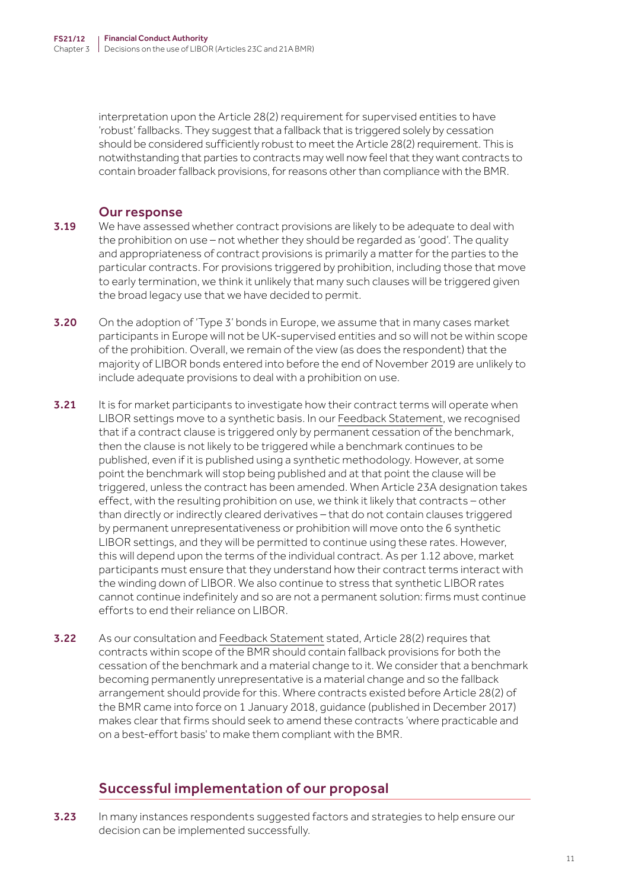interpretation upon the Article 28(2) requirement for supervised entities to have 'robust' fallbacks. They suggest that a fallback that is triggered solely by cessation should be considered sufficiently robust to meet the Article 28(2) requirement. This is notwithstanding that parties to contracts may well now feel that they want contracts to contain broader fallback provisions, for reasons other than compliance with the BMR.

### Our response

**3.19** We have assessed whether contract provisions are likely to be adequate to deal with the prohibition on use – not whether they should be regarded as 'good'. The quality and appropriateness of contract provisions is primarily a matter for the parties to the particular contracts. For provisions triggered by prohibition, including those that move to early termination, we think it unlikely that many such clauses will be triggered given the broad legacy use that we have decided to permit.

**3.20** On the adoption of 'Type 3' bonds in Europe, we assume that in many cases market participants in Europe will not be UK-supervised entities and so will not be within scope of the prohibition. Overall, we remain of the view (as does the respondent) that the majority of LIBOR bonds entered into before the end of November 2019 are unlikely to include adequate provisions to deal with a prohibition on use.

**3.21** It is for market participants to investigate how their contract terms will operate when LIBOR settings move to a synthetic basis. In our Feedback Statement, we recognised that if a contract clause is triggered only by permanent cessation of the benchmark, then the clause is not likely to be triggered while a benchmark continues to be published, even if it is published using a synthetic methodology. However, at some point the benchmark will stop being published and at that point the clause will be triggered, unless the contract has been amended. When Article 23A designation takes effect, with the resulting prohibition on use, we think it likely that contracts – other than directly or indirectly cleared derivatives – that do not contain clauses triggered by permanent unrepresentativeness or prohibition will move onto the 6 synthetic LIBOR settings, and they will be permitted to continue using these rates. However, this will depend upon the terms of the individual contract. As per 1.12 above, market participants must ensure that they understand how their contract terms interact with the winding down of LIBOR. We also continue to stress that synthetic LIBOR rates cannot continue indefinitely and so are not a permanent solution: firms must continue efforts to end their reliance on LIBOR.

**3.22** As our consultation and Feedback Statement stated, Article 28(2) requires that contracts within scope of the BMR should contain fallback provisions for both the cessation of the benchmark and a material change to it. We consider that a benchmark becoming permanently unrepresentative is a material change and so the fallback arrangement should provide for this. Where contracts existed before Article 28(2) of the BMR came into force on 1 January 2018, guidance (published in December 2017) makes clear that firms should seek to amend these contracts 'where practicable and on a best-effort basis' to make them compliant with the BMR.

## Successful implementation of our proposal

**3.23** In many instances respondents suggested factors and strategies to help ensure our decision can be implemented successfully.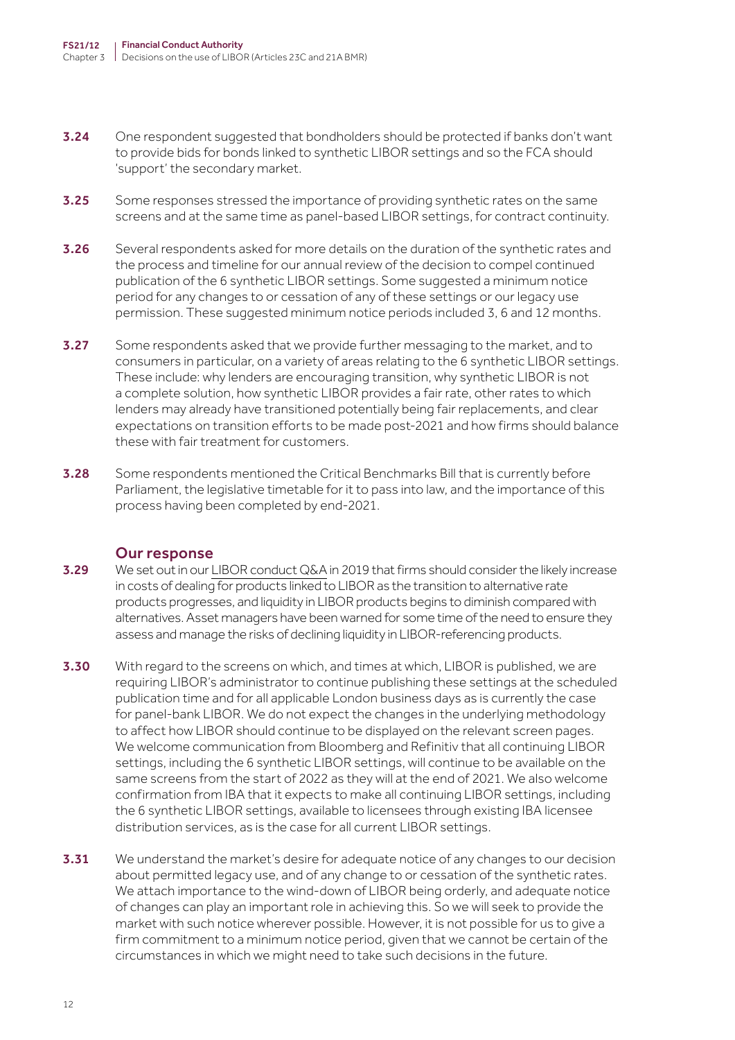**3.24** One respondent suggested that bondholders should be protected if banks don't want to provide bids for bonds linked to synthetic LIBOR settings and so the FCA should 'support' the secondary market.

**3.25** Some responses stressed the importance of providing synthetic rates on the same screens and at the same time as panel-based LIBOR settings, for contract continuity.

**3.26** Several respondents asked for more details on the duration of the synthetic rates and the process and timeline for our annual review of the decision to compel continued publication of the 6 synthetic LIBOR settings. Some suggested a minimum notice period for any changes to or cessation of any of these settings or our legacy use permission. These suggested minimum notice periods included 3, 6 and 12 months.

**3.27** Some respondents asked that we provide further messaging to the market, and to consumers in particular, on a variety of areas relating to the 6 synthetic LIBOR settings. These include: why lenders are encouraging transition, why synthetic LIBOR is not a complete solution, how synthetic LIBOR provides a fair rate, other rates to which lenders may already have transitioned potentially being fair replacements, and clear expectations on transition efforts to be made post-2021 and how firms should balance these with fair treatment for customers.

**3.28** Some respondents mentioned the Critical Benchmarks Bill that is currently before Parliament, the legislative timetable for it to pass into law, and the importance of this process having been completed by end-2021.

## Our response

**3.29** We set out in our LIBOR conduct Q&A in 2019 that firms should consider the likely increase in costs of dealing for products linked to LIBOR as the transition to alternative rate products progresses, and liquidity in LIBOR products begins to diminish compared with alternatives. Asset managers have been warned for some time of the need to ensure they assess and manage the risks of declining liquidity in LIBOR-referencing products.

**3.30** With regard to the screens on which, and times at which, LIBOR is published, we are requiring LIBOR's administrator to continue publishing these settings at the scheduled publication time and for all applicable London business days as is currently the case for panel-bank LIBOR. We do not expect the changes in the underlying methodology to affect how LIBOR should continue to be displayed on the relevant screen pages. We welcome communication from Bloomberg and Refinitiv that all continuing LIBOR settings, including the 6 synthetic LIBOR settings, will continue to be available on the same screens from the start of 2022 as they will at the end of 2021. We also welcome confirmation from IBA that it expects to make all continuing LIBOR settings, including the 6 synthetic LIBOR settings, available to licensees through existing IBA licensee distribution services, as is the case for all current LIBOR settings.

**3.31** We understand the market's desire for adequate notice of any changes to our decision about permitted legacy use, and of any change to or cessation of the synthetic rates. We attach importance to the wind-down of LIBOR being orderly, and adequate notice of changes can play an important role in achieving this. So we will seek to provide the market with such notice wherever possible. However, it is not possible for us to give a firm commitment to a minimum notice period, given that we cannot be certain of the circumstances in which we might need to take such decisions in the future.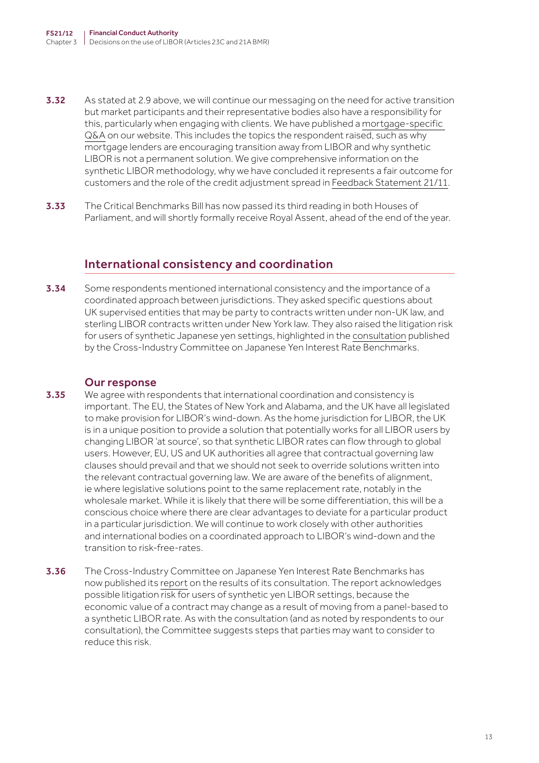**3.32** As stated at 2.9 above, we will continue our messaging on the need for active transition but market participants and their representative bodies also have a responsibility for this, particularly when engaging with clients. We have published a mortgage-specific Q&A on our website. This includes the topics the respondent raised, such as why mortgage lenders are encouraging transition away from LIBOR and why synthetic LIBOR is not a permanent solution. We give comprehensive information on the synthetic LIBOR methodology, why we have concluded it represents a fair outcome for customers and the role of the credit adjustment spread in Feedback Statement 21/11.

**3.33** The Critical Benchmarks Bill has now passed its third reading in both Houses of Parliament, and will shortly formally receive Royal Assent, ahead of the end of the year.

## International consistency and coordination

**3.34** Some respondents mentioned international consistency and the importance of a coordinated approach between jurisdictions. They asked specific questions about UK supervised entities that may be party to contracts written under non-UK law, and sterling LIBOR contracts written under New York law. They also raised the litigation risk for users of synthetic Japanese yen settings, highlighted in the consultation published by the Cross-Industry Committee on Japanese Yen Interest Rate Benchmarks.

### Our response

**3.35** We agree with respondents that international coordination and consistency is important. The EU, the States of New York and Alabama, and the UK have all legislated to make provision for LIBOR's wind-down. As the home jurisdiction for LIBOR, the UK is in a unique position to provide a solution that potentially works for all LIBOR users by changing LIBOR 'at source', so that synthetic LIBOR rates can flow through to global users. However, EU, US and UK authorities all agree that contractual governing law clauses should prevail and that we should not seek to override solutions written into the relevant contractual governing law. We are aware of the benefits of alignment, ie where legislative solutions point to the same replacement rate, notably in the wholesale market. While it is likely that there will be some differentiation, this will be a conscious choice where there are clear advantages to deviate for a particular product in a particular jurisdiction. We will continue to work closely with other authorities and international bodies on a coordinated approach to LIBOR's wind-down and the transition to risk-free-rates.

**3.36** The Cross-Industry Committee on Japanese Yen Interest Rate Benchmarks has now published its report on the results of its consultation. The report acknowledges possible litigation risk for users of synthetic yen LIBOR settings, because the economic value of a contract may change as a result of moving from a panel-based to a synthetic LIBOR rate. As with the consultation (and as noted by respondents to our consultation), the Committee suggests steps that parties may want to consider to reduce this risk.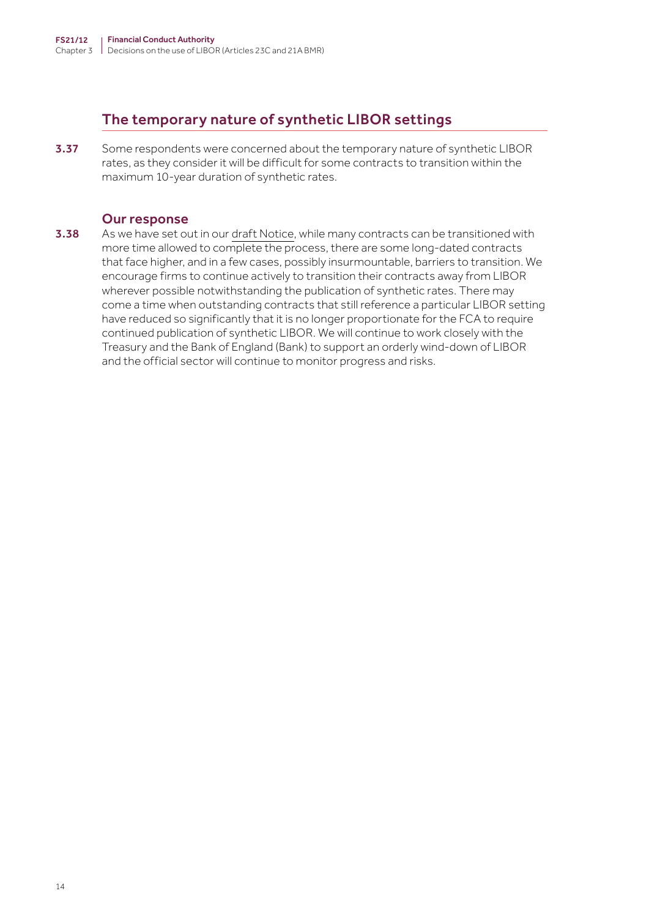## The temporary nature of synthetic LIBOR settings

**3.37** Some respondents were concerned about the temporary nature of synthetic LIBOR rates, as they consider it will be difficult for some contracts to transition within the maximum 10-year duration of synthetic rates.

### Our response

**3.38** As we have set out in our draft Notice, while many contracts can be transitioned with more time allowed to complete the process, there are some long-dated contracts that face higher, and in a few cases, possibly insurmountable, barriers to transition. We encourage firms to continue actively to transition their contracts away from LIBOR wherever possible notwithstanding the publication of synthetic rates. There may come a time when outstanding contracts that still reference a particular LIBOR setting have reduced so significantly that it is no longer proportionate for the FCA to require continued publication of synthetic LIBOR. We will continue to work closely with the Treasury and the Bank of England (Bank) to support an orderly wind-down of LIBOR and the official sector will continue to monitor progress and risks.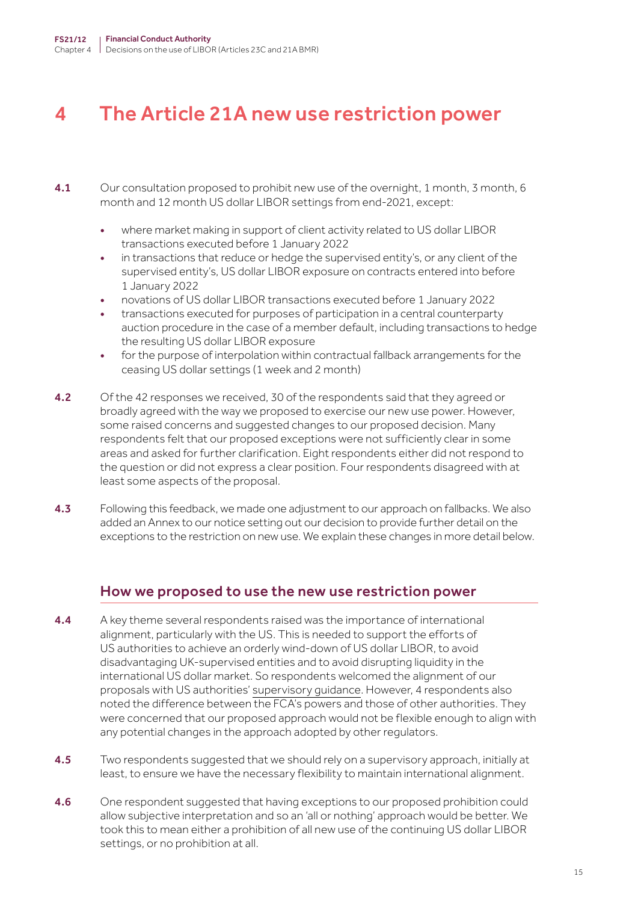# 4 The Article 21A new use restriction power

**4.1** Our consultation proposed to prohibit new use of the overnight, 1 month, 3 month, 6 month and 12 month US dollar LIBOR settings from end-2021, except:

- where market making in support of client activity related to US dollar LIBOR transactions executed before 1 January 2022
- in transactions that reduce or hedge the supervised entity's, or any client of the supervised entity's, US dollar LIBOR exposure on contracts entered into before 1 January 2022
- novations of US dollar LIBOR transactions executed before 1 January 2022
- transactions executed for purposes of participation in a central counterparty auction procedure in the case of a member default, including transactions to hedge the resulting US dollar LIBOR exposure
- for the purpose of interpolation within contractual fallback arrangements for the ceasing US dollar settings (1 week and 2 month)

**4.2** Of the 42 responses we received, 30 of the respondents said that they agreed or broadly agreed with the way we proposed to exercise our new use power. However, some raised concerns and suggested changes to our proposed decision. Many respondents felt that our proposed exceptions were not sufficiently clear in some areas and asked for further clarification. Eight respondents either did not respond to the question or did not express a clear position. Four respondents disagreed with at least some aspects of the proposal.

**4.3** Following this feedback, we made one adjustment to our approach on fallbacks. We also added an Annex to our notice setting out our decision to provide further detail on the exceptions to the restriction on new use. We explain these changes in more detail below.

## How we proposed to use the new use restriction power

**4.4** A key theme several respondents raised was the importance of international alignment, particularly with the US. This is needed to support the efforts of US authorities to achieve an orderly wind-down of US dollar LIBOR, to avoid disadvantaging UK-supervised entities and to avoid disrupting liquidity in the international US dollar market. So respondents welcomed the alignment of our proposals with US authorities' supervisory guidance. However, 4 respondents also noted the difference between the FCA's powers and those of other authorities. They were concerned that our proposed approach would not be flexible enough to align with any potential changes in the approach adopted by other regulators.

**4.5** Two respondents suggested that we should rely on a supervisory approach, initially at least, to ensure we have the necessary flexibility to maintain international alignment.

**4.6** One respondent suggested that having exceptions to our proposed prohibition could allow subjective interpretation and so an 'all or nothing' approach would be better. We took this to mean either a prohibition of all new use of the continuing US dollar LIBOR settings, or no prohibition at all.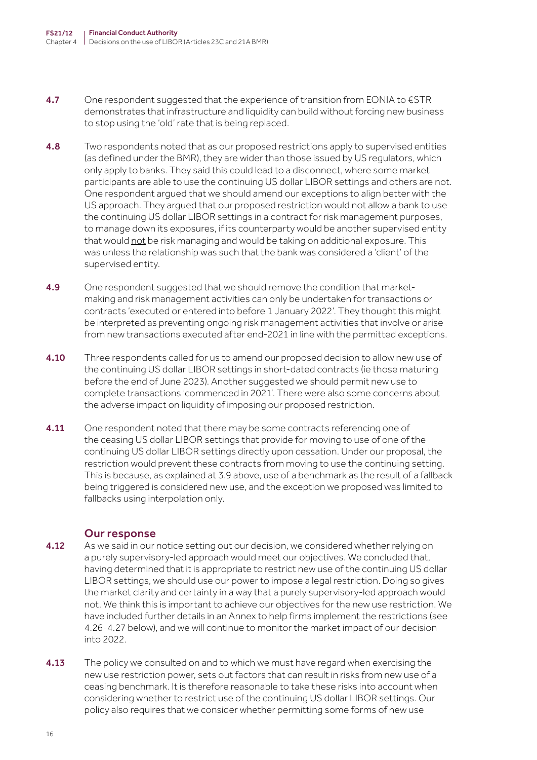**4.7** One respondent suggested that the experience of transition from EONIA to €STR demonstrates that infrastructure and liquidity can build without forcing new business to stop using the 'old' rate that is being replaced.

**4.8** Two respondents noted that as our proposed restrictions apply to supervised entities (as defined under the BMR), they are wider than those issued by US regulators, which only apply to banks. They said this could lead to a disconnect, where some market participants are able to use the continuing US dollar LIBOR settings and others are not. One respondent argued that we should amend our exceptions to align better with the US approach. They argued that our proposed restriction would not allow a bank to use the continuing US dollar LIBOR settings in a contract for risk management purposes, to manage down its exposures, if its counterparty would be another supervised entity that would not be risk managing and would be taking on additional exposure. This was unless the relationship was such that the bank was considered a 'client' of the supervised entity.

**4.9** One respondent suggested that we should remove the condition that market-making and risk management activities can only be undertaken for transactions or contracts 'executed or entered into before 1 January 2022'. They thought this might be interpreted as preventing ongoing risk management activities that involve or arise from new transactions executed after end-2021 in line with the permitted exceptions.

**4.10** Three respondents called for us to amend our proposed decision to allow new use of the continuing US dollar LIBOR settings in short-dated contracts (ie those maturing before the end of June 2023). Another suggested we should permit new use to complete transactions 'commenced in 2021'. There were also some concerns about the adverse impact on liquidity of imposing our proposed restriction.

**4.11** One respondent noted that there may be some contracts referencing one of the ceasing US dollar LIBOR settings that provide for moving to use of one of the continuing US dollar LIBOR settings directly upon cessation. Under our proposal, the restriction would prevent these contracts from moving to use the continuing setting. This is because, as explained at 3.9 above, use of a benchmark as the result of a fallback being triggered is considered new use, and the exception we proposed was limited to fallbacks using interpolation only.

### Our response

**4.12** As we said in our notice setting out our decision, we considered whether relying on a purely supervisory-led approach would meet our objectives. We concluded that, having determined that it is appropriate to restrict new use of the continuing US dollar LIBOR settings, we should use our power to impose a legal restriction. Doing so gives the market clarity and certainty in a way that a purely supervisory-led approach would not. We think this is important to achieve our objectives for the new use restriction. We have included further details in an Annex to help firms implement the restrictions (see 4.26-4.27 below), and we will continue to monitor the market impact of our decision into 2022.

**4.13** The policy we consulted on and to which we must have regard when exercising the new use restriction power, sets out factors that can result in risks from new use of a ceasing benchmark. It is therefore reasonable to take these risks into account when considering whether to restrict use of the continuing US dollar LIBOR settings. Our policy also requires that we consider whether permitting some forms of new use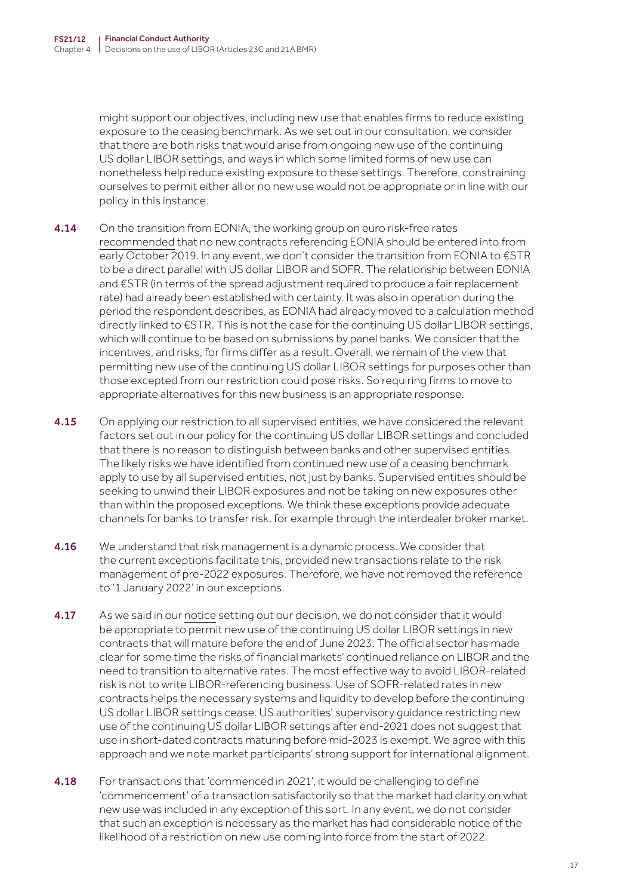might support our objectives, including new use that enables firms to reduce existing exposure to the ceasing benchmark. As we set out in our consultation, we consider that there are both risks that would arise from ongoing new use of the continuing US dollar LIBOR settings, and ways in which some limited forms of new use can nonetheless help reduce existing exposure to these settings. Therefore, constraining ourselves to permit either all or no new use would not be appropriate or in line with our policy in this instance.

**4.14** On the transition from EONIA, the working group on euro risk-free rates recommended that no new contracts referencing EONIA should be entered into from early October 2019. In any event, we don't consider the transition from EONIA to €STR to be a direct parallel with US dollar LIBOR and SOFR. The relationship between EONIA and €STR (in terms of the spread adjustment required to produce a fair replacement rate) had already been established with certainty. It was also in operation during the period the respondent describes, as EONIA had already moved to a calculation method directly linked to €STR. This is not the case for the continuing US dollar LIBOR settings, which will continue to be based on submissions by panel banks. We consider that the incentives, and risks, for firms differ as a result. Overall, we remain of the view that permitting new use of the continuing US dollar LIBOR settings for purposes other than those excepted from our restriction could pose risks. So requiring firms to move to appropriate alternatives for this new business is an appropriate response.

**4.15** On applying our restriction to all supervised entities, we have considered the relevant factors set out in our policy for the continuing US dollar LIBOR settings and concluded that there is no reason to distinguish between banks and other supervised entities. The likely risks we have identified from continued new use of a ceasing benchmark apply to use by all supervised entities, not just by banks. Supervised entities should be seeking to unwind their LIBOR exposures and not be taking on new exposures other than within the proposed exceptions. We think these exceptions provide adequate channels for banks to transfer risk, for example through the interdealer broker market.

**4.16** We understand that risk management is a dynamic process. We consider that the current exceptions facilitate this, provided new transactions relate to the risk management of pre-2022 exposures. Therefore, we have not removed the reference to '1 January 2022' in our exceptions.

**4.17** As we said in our notice setting out our decision, we do not consider that it would be appropriate to permit new use of the continuing US dollar LIBOR settings in new contracts that will mature before the end of June 2023. The official sector has made clear for some time the risks of financial markets' continued reliance on LIBOR and the need to transition to alternative rates. The most effective way to avoid LIBOR-related risk is not to write LIBOR-referencing business. Use of SOFR-related rates in new contracts helps the necessary systems and liquidity to develop before the continuing US dollar LIBOR settings cease. US authorities' supervisory guidance restricting new use of the continuing US dollar LIBOR settings after end-2021 does not suggest that use in short-dated contracts maturing before mid-2023 is exempt. We agree with this approach and we note market participants' strong support for international alignment.

**4.18** For transactions that 'commenced in 2021', it would be challenging to define 'commencement' of a transaction satisfactorily so that the market had clarity on what new use was included in any exception of this sort. In any event, we do not consider that such an exception is necessary as the market has had considerable notice of the likelihood of a restriction on new use coming into force from the start of 2022.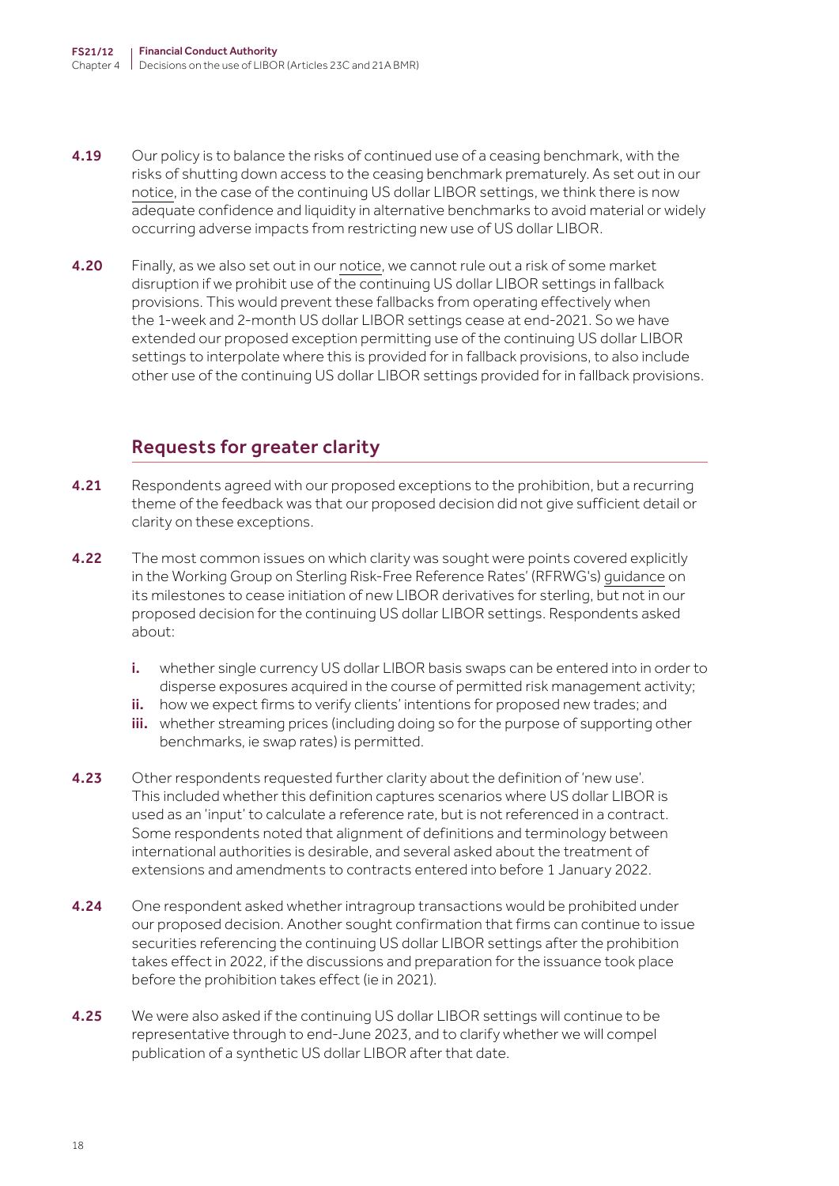**4.19** Our policy is to balance the risks of continued use of a ceasing benchmark, with the risks of shutting down access to the ceasing benchmark prematurely. As set out in our notice, in the case of the continuing US dollar LIBOR settings, we think there is now adequate confidence and liquidity in alternative benchmarks to avoid material or widely occurring adverse impacts from restricting new use of US dollar LIBOR.

**4.20** Finally, as we also set out in our notice, we cannot rule out a risk of some market disruption if we prohibit use of the continuing US dollar LIBOR settings in fallback provisions. This would prevent these fallbacks from operating effectively when the 1-week and 2-month US dollar LIBOR settings cease at end-2021. So we have extended our proposed exception permitting use of the continuing US dollar LIBOR settings to interpolate where this is provided for in fallback provisions, to also include other use of the continuing US dollar LIBOR settings provided for in fallback provisions.

## Requests for greater clarity

**4.21** Respondents agreed with our proposed exceptions to the prohibition, but a recurring theme of the feedback was that our proposed decision did not give sufficient detail or clarity on these exceptions.

**4.22** The most common issues on which clarity was sought were points covered explicitly in the Working Group on Sterling Risk-Free Reference Rates' (RFRWG's) guidance on its milestones to cease initiation of new LIBOR derivatives for sterling, but not in our proposed decision for the continuing US dollar LIBOR settings. Respondents asked about:

- **i.** whether single currency US dollar LIBOR basis swaps can be entered into in order to disperse exposures acquired in the course of permitted risk management activity;
- **ii.** how we expect firms to verify clients' intentions for proposed new trades; and
- **iii.** whether streaming prices (including doing so for the purpose of supporting other benchmarks, ie swap rates) is permitted.

**4.23** Other respondents requested further clarity about the definition of 'new use'. This included whether this definition captures scenarios where US dollar LIBOR is used as an 'input' to calculate a reference rate, but is not referenced in a contract. Some respondents noted that alignment of definitions and terminology between international authorities is desirable, and several asked about the treatment of extensions and amendments to contracts entered into before 1 January 2022.

**4.24** One respondent asked whether intragroup transactions would be prohibited under our proposed decision. Another sought confirmation that firms can continue to issue securities referencing the continuing US dollar LIBOR settings after the prohibition takes effect in 2022, if the discussions and preparation for the issuance took place before the prohibition takes effect (ie in 2021).

**4.25** We were also asked if the continuing US dollar LIBOR settings will continue to be representative through to end-June 2023, and to clarify whether we will compel publication of a synthetic US dollar LIBOR after that date.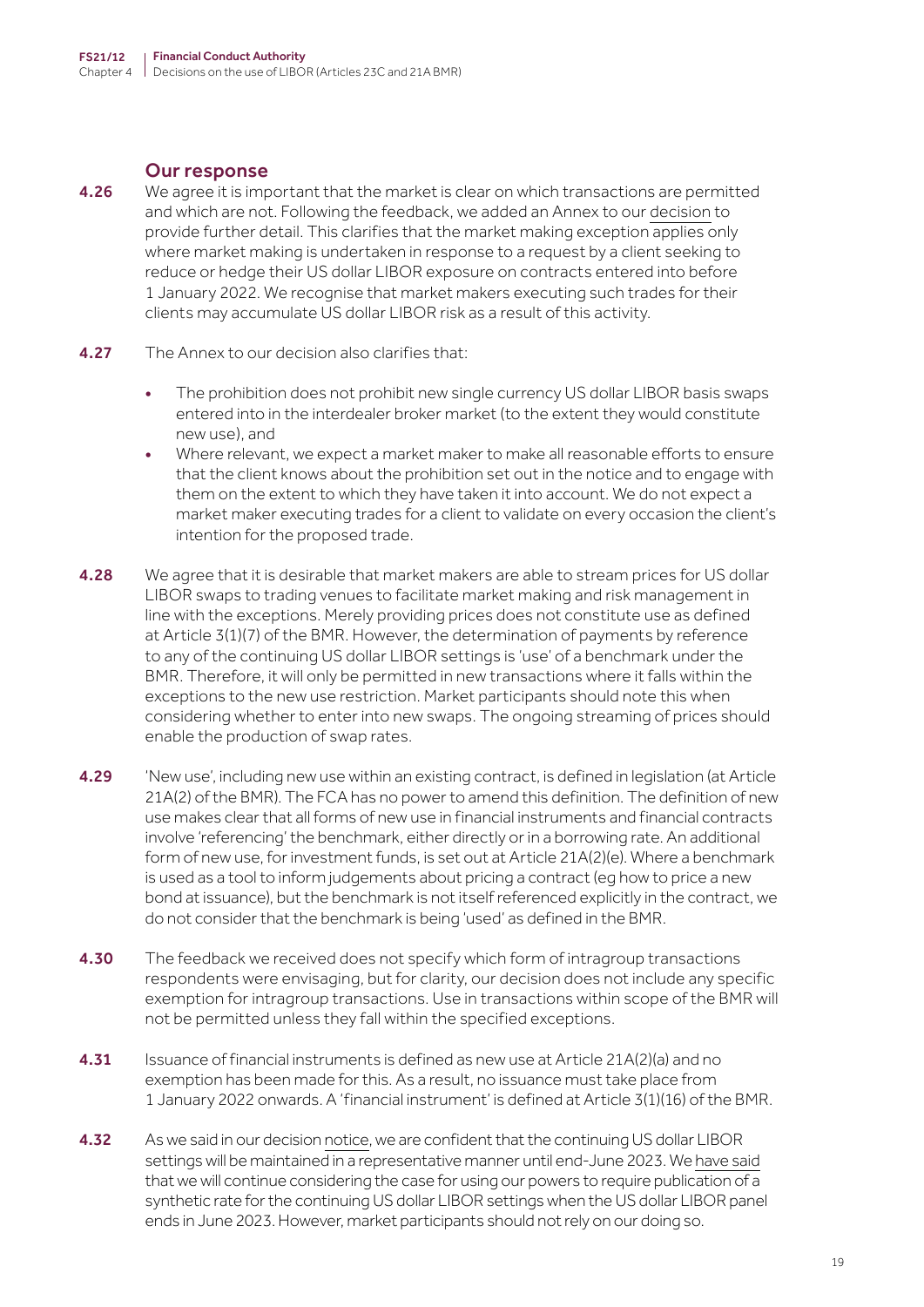### Our response

**4.26** We agree it is important that the market is clear on which transactions are permitted and which are not. Following the feedback, we added an Annex to our decision to provide further detail. This clarifies that the market making exception applies only where market making is undertaken in response to a request by a client seeking to reduce or hedge their US dollar LIBOR exposure on contracts entered into before 1 January 2022. We recognise that market makers executing such trades for their clients may accumulate US dollar LIBOR risk as a result of this activity.

**4.27** The Annex to our decision also clarifies that:

- The prohibition does not prohibit new single currency US dollar LIBOR basis swaps entered into in the interdealer broker market (to the extent they would constitute new use), and
- Where relevant, we expect a market maker to make all reasonable efforts to ensure that the client knows about the prohibition set out in the notice and to engage with them on the extent to which they have taken it into account. We do not expect a market maker executing trades for a client to validate on every occasion the client's intention for the proposed trade.

**4.28** We agree that it is desirable that market makers are able to stream prices for US dollar LIBOR swaps to trading venues to facilitate market making and risk management in line with the exceptions. Merely providing prices does not constitute use as defined at Article 3(1)(7) of the BMR. However, the determination of payments by reference to any of the continuing US dollar LIBOR settings is 'use' of a benchmark under the BMR. Therefore, it will only be permitted in new transactions where it falls within the exceptions to the new use restriction. Market participants should note this when considering whether to enter into new swaps. The ongoing streaming of prices should enable the production of swap rates.

**4.29** 'New use', including new use within an existing contract, is defined in legislation (at Article 21A(2) of the BMR). The FCA has no power to amend this definition. The definition of new use makes clear that all forms of new use in financial instruments and financial contracts involve 'referencing' the benchmark, either directly or in a borrowing rate. An additional form of new use, for investment funds, is set out at Article 21A(2)(e). Where a benchmark is used as a tool to inform judgements about pricing a contract (eg how to price a new bond at issuance), but the benchmark is not itself referenced explicitly in the contract, we do not consider that the benchmark is being 'used' as defined in the BMR.

**4.30** The feedback we received does not specify which form of intragroup transactions respondents were envisaging, but for clarity, our decision does not include any specific exemption for intragroup transactions. Use in transactions within scope of the BMR will not be permitted unless they fall within the specified exceptions.

**4.31** Issuance of financial instruments is defined as new use at Article 21A(2)(a) and no exemption has been made for this. As a result, no issuance must take place from 1 January 2022 onwards. A 'financial instrument' is defined at Article 3(1)(16) of the BMR.

**4.32** As we said in our decision notice, we are confident that the continuing US dollar LIBOR settings will be maintained in a representative manner until end-June 2023. We have said that we will continue considering the case for using our powers to require publication of a synthetic rate for the continuing US dollar LIBOR settings when the US dollar LIBOR panel ends in June 2023. However, market participants should not rely on our doing so.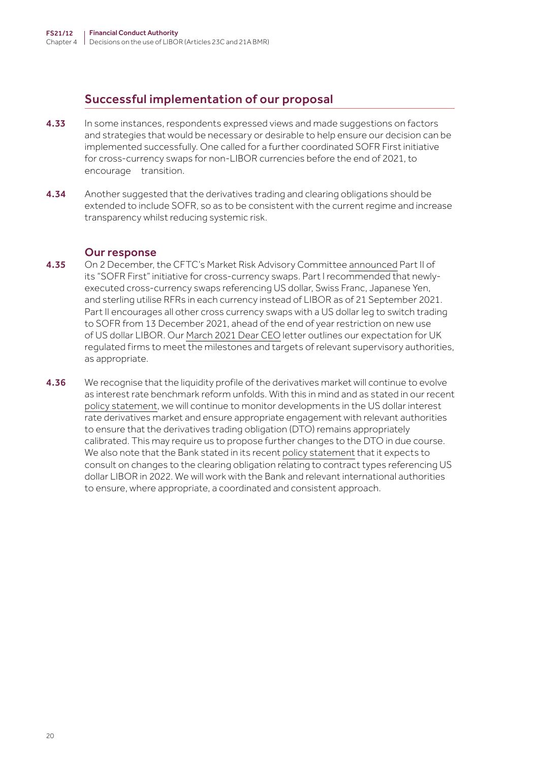## Successful implementation of our proposal

**4.33** In some instances, respondents expressed views and made suggestions on factors and strategies that would be necessary or desirable to help ensure our decision can be implemented successfully. One called for a further coordinated SOFR First initiative for cross-currency swaps for non-LIBOR currencies before the end of 2021, to encourage transition.

**4.34** Another suggested that the derivatives trading and clearing obligations should be extended to include SOFR, so as to be consistent with the current regime and increase transparency whilst reducing systemic risk.

### Our response

**4.35** On 2 December, the CFTC's Market Risk Advisory Committee announced Part II of its "SOFR First" initiative for cross-currency swaps. Part I recommended that newly-executed cross-currency swaps referencing US dollar, Swiss Franc, Japanese Yen, and sterling utilise RFRs in each currency instead of LIBOR as of 21 September 2021. Part II encourages all other cross currency swaps with a US dollar leg to switch trading to SOFR from 13 December 2021, ahead of the end of year restriction on new use of US dollar LIBOR. Our March 2021 Dear CEO letter outlines our expectation for UK regulated firms to meet the milestones and targets of relevant supervisory authorities, as appropriate.

**4.36** We recognise that the liquidity profile of the derivatives market will continue to evolve as interest rate benchmark reform unfolds. With this in mind and as stated in our recent policy statement, we will continue to monitor developments in the US dollar interest rate derivatives market and ensure appropriate engagement with relevant authorities to ensure that the derivatives trading obligation (DTO) remains appropriately calibrated. This may require us to propose further changes to the DTO in due course. We also note that the Bank stated in its recent policy statement that it expects to consult on changes to the clearing obligation relating to contract types referencing US dollar LIBOR in 2022. We will work with the Bank and relevant international authorities to ensure, where appropriate, a coordinated and consistent approach.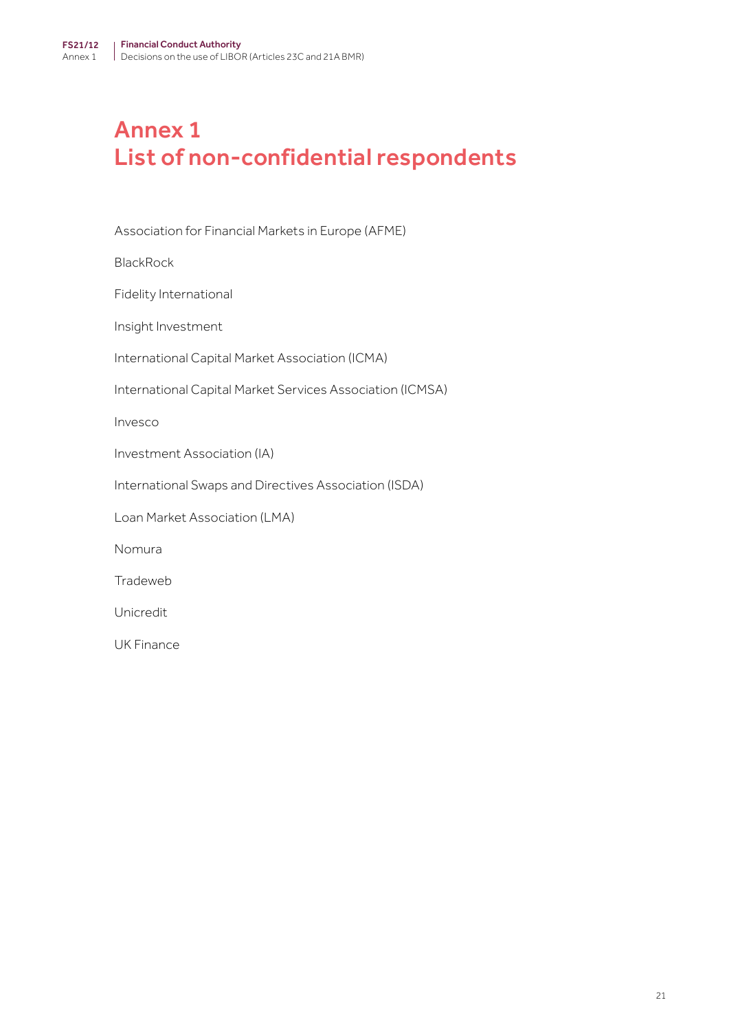# Annex 1
# List of non-confidential respondents

Association for Financial Markets in Europe (AFME)

BlackRock

Fidelity International

Insight Investment

International Capital Market Association (ICMA)

International Capital Market Services Association (ICMSA)

Invesco

Investment Association (IA)

International Swaps and Directives Association (ISDA)

Loan Market Association (LMA)

Nomura

Tradeweb

Unicredit

UK Finance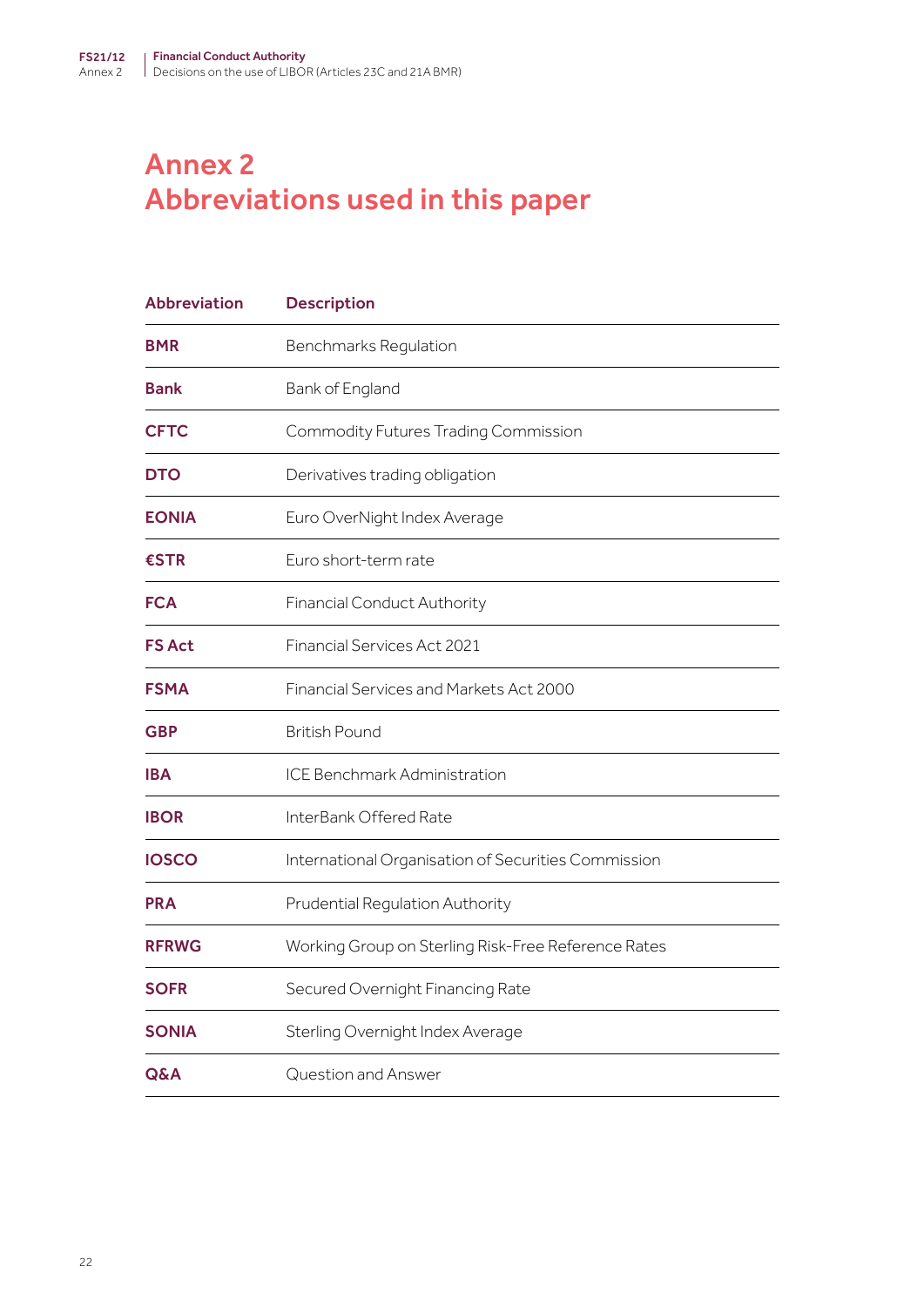# Annex 2
# Abbreviations used in this paper

| Abbreviation | Description |
|---|---|
| **BMR** | Benchmarks Regulation |
| **Bank** | Bank of England |
| **CFTC** | Commodity Futures Trading Commission |
| **DTO** | Derivatives trading obligation |
| **EONIA** | Euro OverNight Index Average |
| **€STR** | Euro short-term rate |
| **FCA** | Financial Conduct Authority |
| **FS Act** | Financial Services Act 2021 |
| **FSMA** | Financial Services and Markets Act 2000 |
| **GBP** | British Pound |
| **IBA** | ICE Benchmark Administration |
| **IBOR** | InterBank Offered Rate |
| **IOSCO** | International Organisation of Securities Commission |
| **PRA** | Prudential Regulation Authority |
| **RFRWG** | Working Group on Sterling Risk-Free Reference Rates |
| **SOFR** | Secured Overnight Financing Rate |
| **SONIA** | Sterling Overnight Index Average |
| **Q&A** | Question and Answer |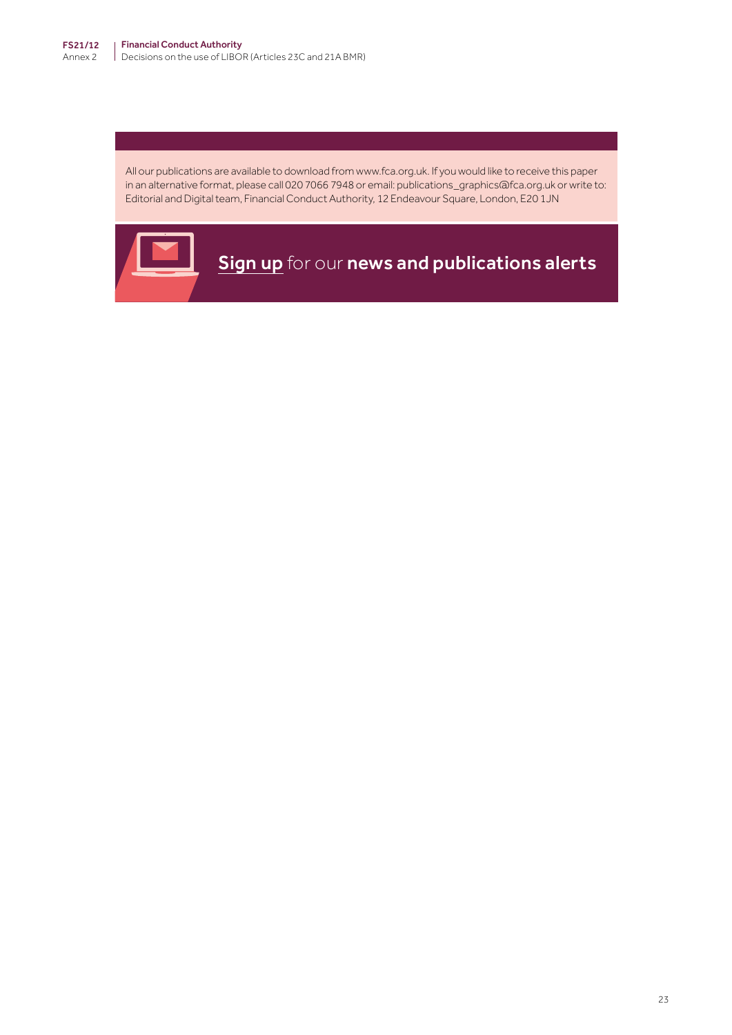All our publications are available to download from www.fca.org.uk. If you would like to receive this paper in an alternative format, please call 020 7066 7948 or email: publications_graphics@fca.org.uk or write to: Editorial and Digital team, Financial Conduct Authority, 12 Endeavour Square, London, E20 1JN

Sign up for our **news and publications alerts**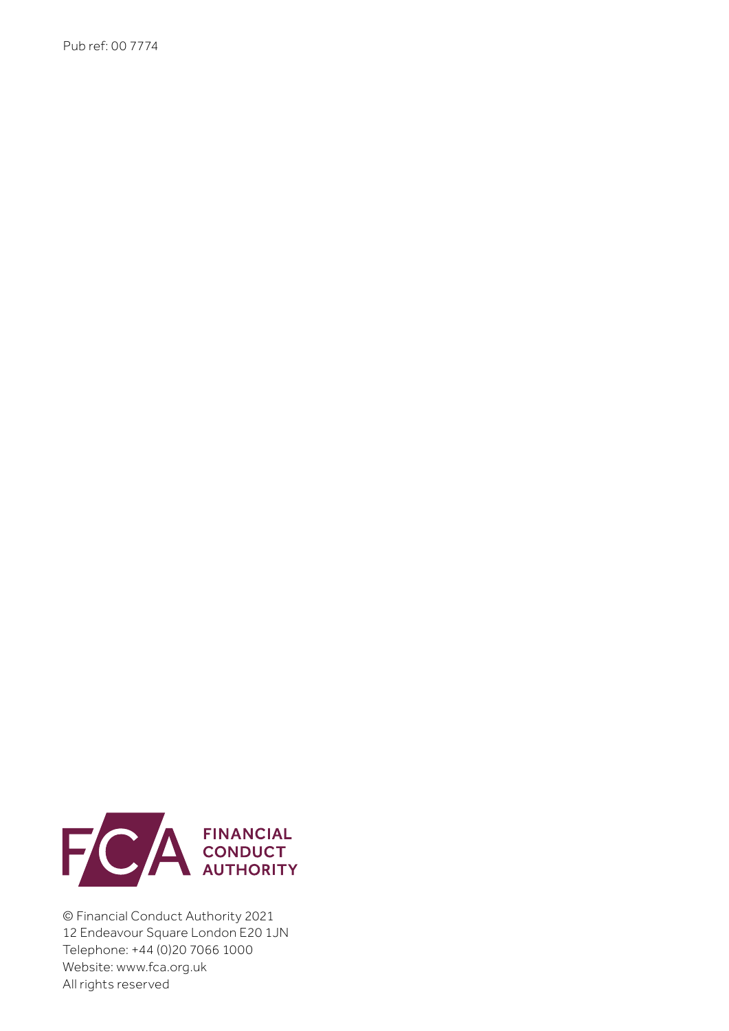Pub ref: 00 7774

FINANCIAL
CONDUCT
AUTHORITY

© Financial Conduct Authority 2021
12 Endeavour Square London E20 1JN
Telephone: +44 (0)20 7066 1000
Website: www.fca.org.uk
All rights reserved